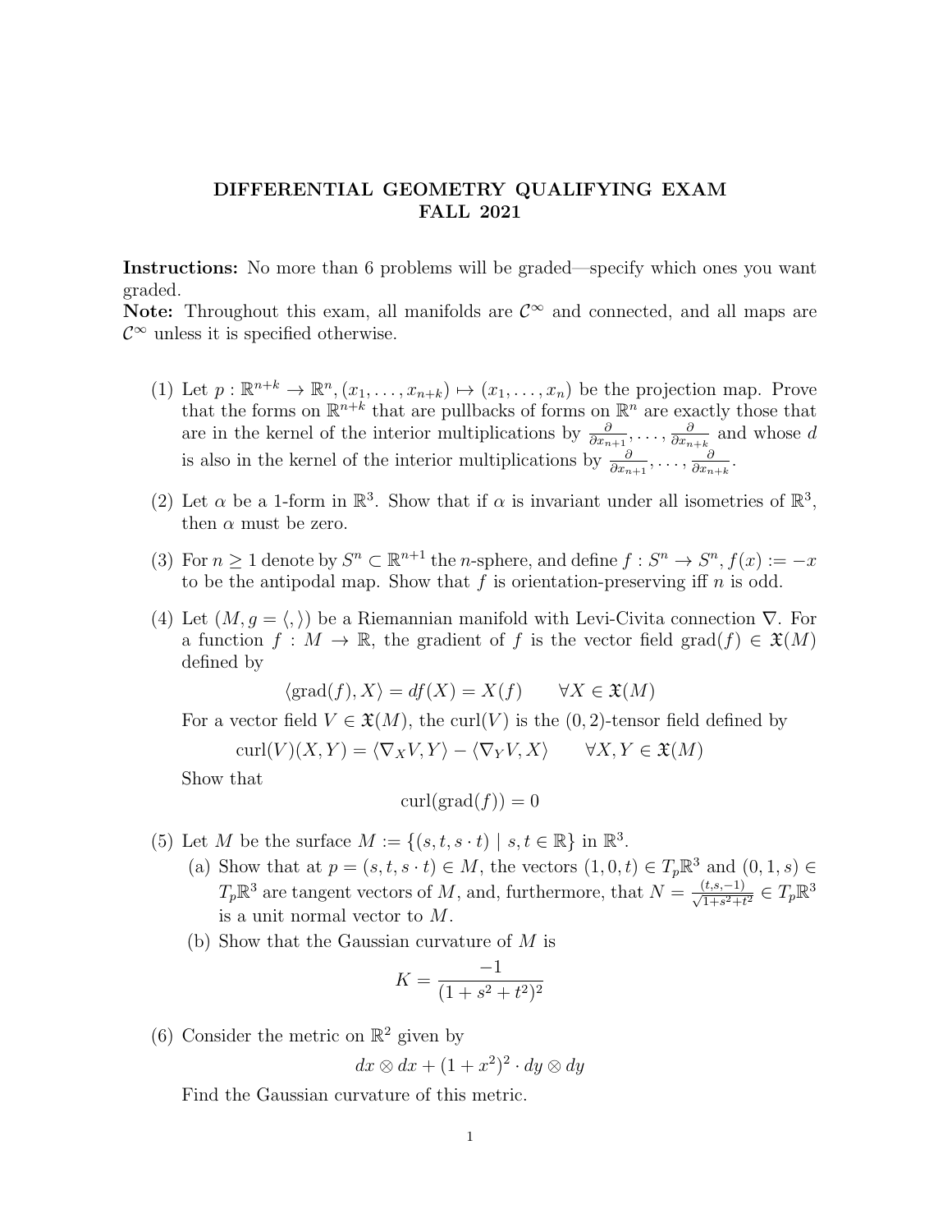# DIFFERENTIAL GEOMETRY QUALIFYING EXAM
## FALL 2021

**Instructions:** No more than 6 problems will be graded—specify which ones you want graded.

**Note:** Throughout this exam, all manifolds are $\mathcal{C}^\infty$ and connected, and all maps are $\mathcal{C}^\infty$ unless it is specified otherwise.

(1) Let $p : \mathbb{R}^{n+k} \to \mathbb{R}^n, (x_1, \ldots, x_{n+k}) \mapsto (x_1, \ldots, x_n)$ be the projection map. Prove that the forms on $\mathbb{R}^{n+k}$ that are pullbacks of forms on $\mathbb{R}^n$ are exactly those that are in the kernel of the interior multiplications by $\frac{\partial}{\partial x_{n+1}}, \ldots, \frac{\partial}{\partial x_{n+k}}$ and whose $d$ is also in the kernel of the interior multiplications by $\frac{\partial}{\partial x_{n+1}}, \ldots, \frac{\partial}{\partial x_{n+k}}$.

(2) Let $\alpha$ be a 1-form in $\mathbb{R}^3$. Show that if $\alpha$ is invariant under all isometries of $\mathbb{R}^3$, then $\alpha$ must be zero.

(3) For $n \geq 1$ denote by $S^n \subset \mathbb{R}^{n+1}$ the $n$-sphere, and define $f : S^n \to S^n$, $f(x) := -x$ to be the antipodal map. Show that $f$ is orientation-preserving iff $n$ is odd.

(4) Let $(M, g = \langle , \rangle)$ be a Riemannian manifold with Levi-Civita connection $\nabla$. For a function $f : M \to \mathbb{R}$, the gradient of $f$ is the vector field $\text{grad}(f) \in \mathfrak{X}(M)$ defined by

$$\langle \text{grad}(f), X \rangle = df(X) = X(f) \qquad \forall X \in \mathfrak{X}(M)$$

For a vector field $V \in \mathfrak{X}(M)$, the curl$(V)$ is the $(0, 2)$-tensor field defined by

$$\text{curl}(V)(X, Y) = \langle \nabla_X V, Y \rangle - \langle \nabla_Y V, X \rangle \qquad \forall X, Y \in \mathfrak{X}(M)$$

Show that

$$\text{curl}(\text{grad}(f)) = 0$$

(5) Let $M$ be the surface $M := \{(s, t, s \cdot t) \mid s, t \in \mathbb{R}\}$ in $\mathbb{R}^3$.

(a) Show that at $p = (s, t, s \cdot t) \in M$, the vectors $(1, 0, t) \in T_p\mathbb{R}^3$ and $(0, 1, s) \in T_p\mathbb{R}^3$ are tangent vectors of $M$, and, furthermore, that $N = \frac{(t,s,-1)}{\sqrt{1+s^2+t^2}} \in T_p\mathbb{R}^3$ is a unit normal vector to $M$.

(b) Show that the Gaussian curvature of $M$ is

$$K = \frac{-1}{(1 + s^2 + t^2)^2}$$

(6) Consider the metric on $\mathbb{R}^2$ given by

$$dx \otimes dx + (1 + x^2)^2 \cdot dy \otimes dy$$

Find the Gaussian curvature of this metric.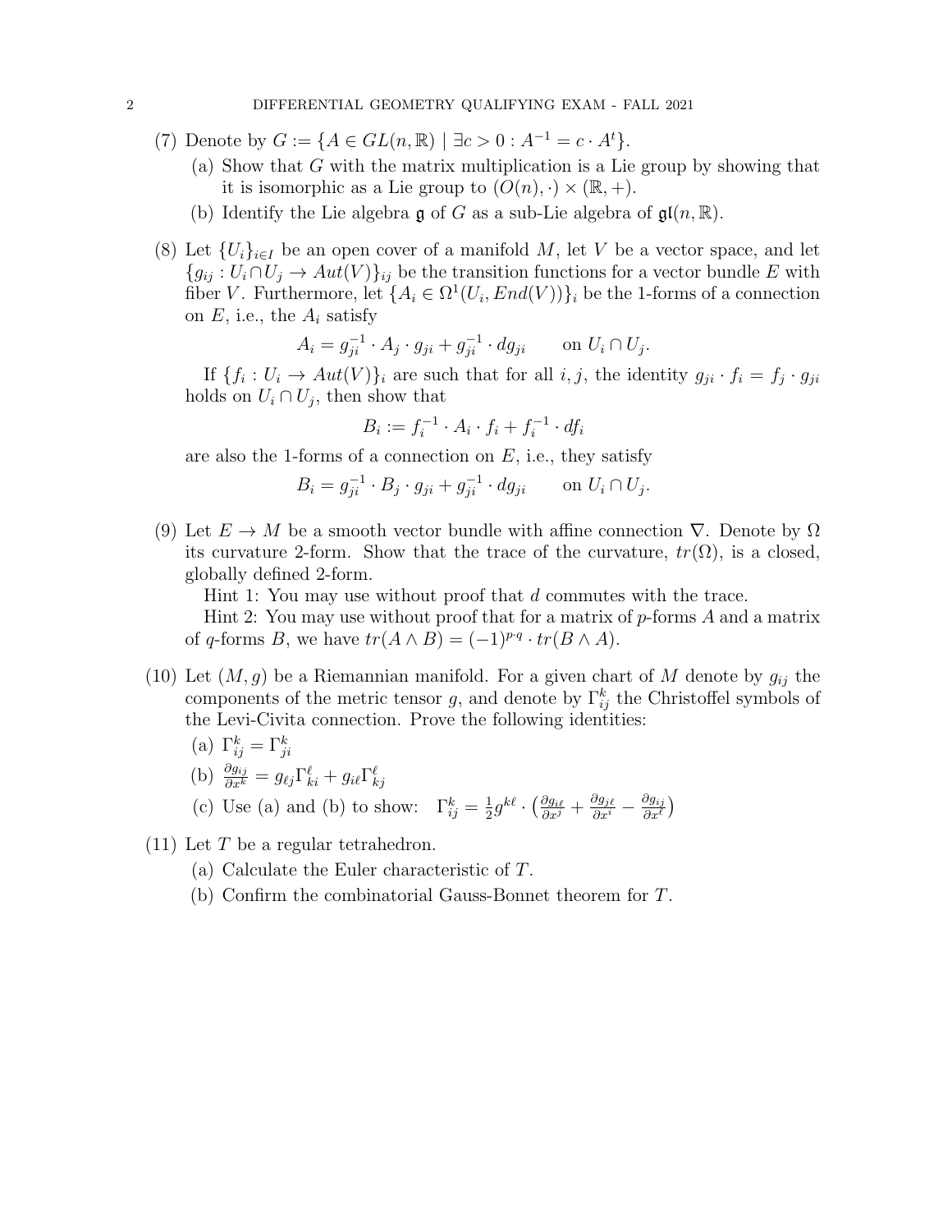(7) Denote by $G := \{A \in GL(n, \mathbb{R}) \mid \exists c > 0 : A^{-1} = c \cdot A^t\}$.

  (a) Show that $G$ with the matrix multiplication is a Lie group by showing that it is isomorphic as a Lie group to $(O(n), \cdot) \times (\mathbb{R}, +)$.

  (b) Identify the Lie algebra $\mathfrak{g}$ of $G$ as a sub-Lie algebra of $\mathfrak{gl}(n, \mathbb{R})$.

(8) Let $\{U_i\}_{i \in I}$ be an open cover of a manifold $M$, let $V$ be a vector space, and let $\{g_{ij} : U_i \cap U_j \to Aut(V)\}_{ij}$ be the transition functions for a vector bundle $E$ with fiber $V$. Furthermore, let $\{A_i \in \Omega^1(U_i, End(V))\}_i$ be the 1-forms of a connection on $E$, i.e., the $A_i$ satisfy

$$A_i = g_{ji}^{-1} \cdot A_j \cdot g_{ji} + g_{ji}^{-1} \cdot dg_{ji} \qquad \text{on } U_i \cap U_j.$$

If $\{f_i : U_i \to Aut(V)\}_i$ are such that for all $i, j$, the identity $g_{ji} \cdot f_i = f_j \cdot g_{ji}$ holds on $U_i \cap U_j$, then show that

$$B_i := f_i^{-1} \cdot A_i \cdot f_i + f_i^{-1} \cdot df_i$$

are also the 1-forms of a connection on $E$, i.e., they satisfy

$$B_i = g_{ji}^{-1} \cdot B_j \cdot g_{ji} + g_{ji}^{-1} \cdot dg_{ji} \qquad \text{on } U_i \cap U_j.$$

(9) Let $E \to M$ be a smooth vector bundle with affine connection $\nabla$. Denote by $\Omega$ its curvature 2-form. Show that the trace of the curvature, $tr(\Omega)$, is a closed, globally defined 2-form.

Hint 1: You may use without proof that $d$ commutes with the trace.

Hint 2: You may use without proof that for a matrix of $p$-forms $A$ and a matrix of $q$-forms $B$, we have $tr(A \wedge B) = (-1)^{p \cdot q} \cdot tr(B \wedge A)$.

(10) Let $(M, g)$ be a Riemannian manifold. For a given chart of $M$ denote by $g_{ij}$ the components of the metric tensor $g$, and denote by $\Gamma_{ij}^k$ the Christoffel symbols of the Levi-Civita connection. Prove the following identities:

  (a) $\Gamma_{ij}^k = \Gamma_{ji}^k$

  (b) $\frac{\partial g_{ij}}{\partial x^k} = g_{\ell j} \Gamma_{ki}^{\ell} + g_{i\ell} \Gamma_{kj}^{\ell}$

  (c) Use (a) and (b) to show: $\Gamma_{ij}^k = \frac{1}{2} g^{k\ell} \cdot \left( \frac{\partial g_{i\ell}}{\partial x^j} + \frac{\partial g_{j\ell}}{\partial x^i} - \frac{\partial g_{ij}}{\partial x^\ell} \right)$

(11) Let $T$ be a regular tetrahedron.

  (a) Calculate the Euler characteristic of $T$.

  (b) Confirm the combinatorial Gauss-Bonnet theorem for $T$.